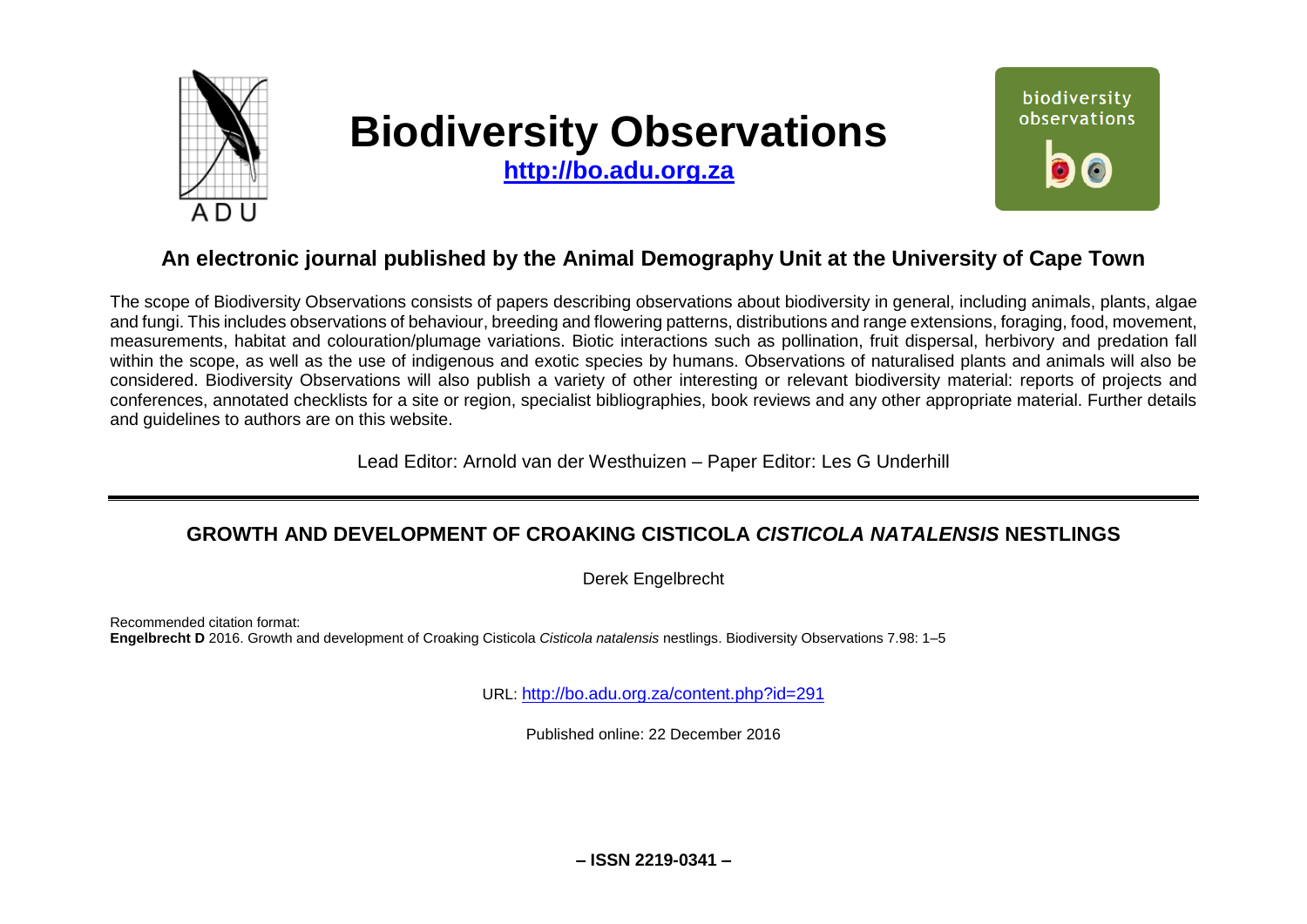# Biodiversity Observations

**http://bo.adu.org.za**

## An electronic journal published by the Animal Demography Unit at the University of Cape Town

The scope of Biodiversity Observations consists of papers describing observations about biodiversity in general, including animals, plants, algae and fungi. This includes observations of behaviour, breeding and flowering patterns, distributions and range extensions, foraging, food, movement, measurements, habitat and colouration/plumage variations. Biotic interactions such as pollination, fruit dispersal, herbivory and predation fall within the scope, as well as the use of indigenous and exotic species by humans. Observations of naturalised plants and animals will also be considered. Biodiversity Observations will also publish a variety of other interesting or relevant biodiversity material: reports of projects and conferences, annotated checklists for a site or region, specialist bibliographies, book reviews and any other appropriate material. Further details and guidelines to authors are on this website.

Lead Editor: Arnold van der Westhuizen – Paper Editor: Les G Underhill

---

## GROWTH AND DEVELOPMENT OF CROAKING CISTICOLA *CISTICOLA NATALENSIS* NESTLINGS

Derek Engelbrecht

Recommended citation format:
**Engelbrecht D** 2016. Growth and development of Croaking Cisticola *Cisticola natalensis* nestlings. Biodiversity Observations 7.98: 1–5

URL: http://bo.adu.org.za/content.php?id=291

Published online: 22 December 2016

**– ISSN 2219-0341 –**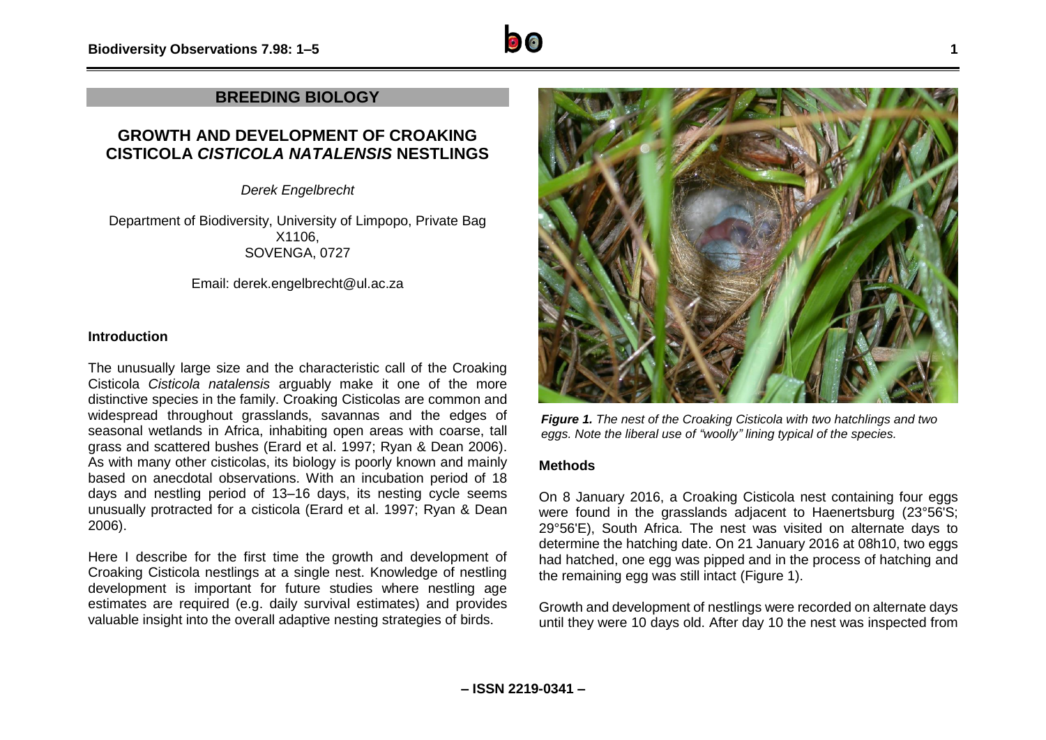## BREEDING BIOLOGY

# GROWTH AND DEVELOPMENT OF CROAKING CISTICOLA *CISTICOLA NATALENSIS* NESTLINGS

*Derek Engelbrecht*

Department of Biodiversity, University of Limpopo, Private Bag X1106,
SOVENGA, 0727

Email: derek.engelbrecht@ul.ac.za

### Introduction

The unusually large size and the characteristic call of the Croaking Cisticola *Cisticola natalensis* arguably make it one of the more distinctive species in the family. Croaking Cisticolas are common and widespread throughout grasslands, savannas and the edges of seasonal wetlands in Africa, inhabiting open areas with coarse, tall grass and scattered bushes (Erard et al. 1997; Ryan & Dean 2006). As with many other cisticolas, its biology is poorly known and mainly based on anecdotal observations. With an incubation period of 18 days and nestling period of 13–16 days, its nesting cycle seems unusually protracted for a cisticola (Erard et al. 1997; Ryan & Dean 2006).

Here I describe for the first time the growth and development of Croaking Cisticola nestlings at a single nest. Knowledge of nestling development is important for future studies where nestling age estimates are required (e.g. daily survival estimates) and provides valuable insight into the overall adaptive nesting strategies of birds.

***Figure 1.*** *The nest of the Croaking Cisticola with two hatchlings and two eggs. Note the liberal use of "woolly" lining typical of the species.*

### Methods

On 8 January 2016, a Croaking Cisticola nest containing four eggs were found in the grasslands adjacent to Haenertsburg (23°56'S; 29°56'E), South Africa. The nest was visited on alternate days to determine the hatching date. On 21 January 2016 at 08h10, two eggs had hatched, one egg was pipped and in the process of hatching and the remaining egg was still intact (Figure 1).

Growth and development of nestlings were recorded on alternate days until they were 10 days old. After day 10 the nest was inspected from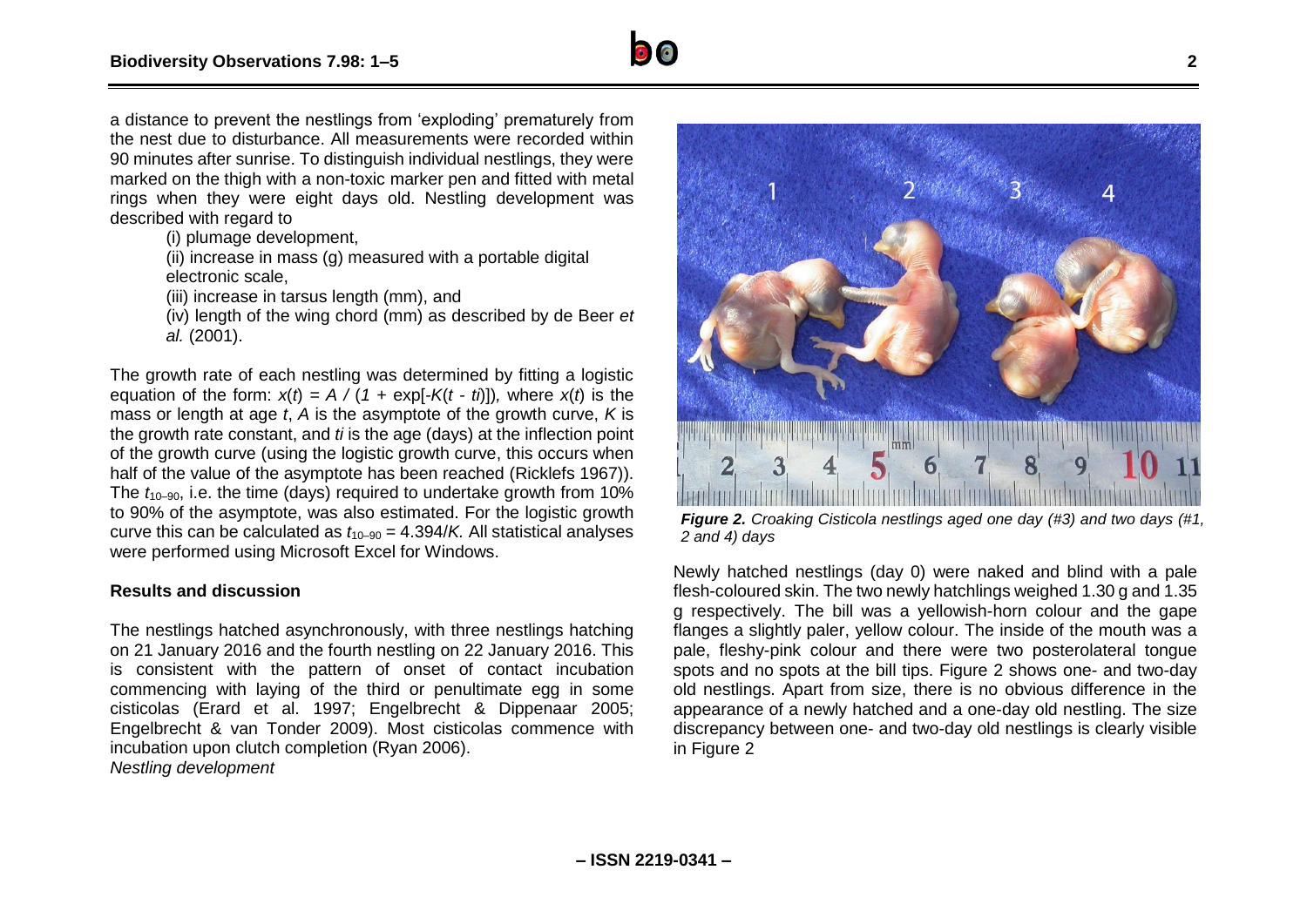a distance to prevent the nestlings from 'exploding' prematurely from the nest due to disturbance. All measurements were recorded within 90 minutes after sunrise. To distinguish individual nestlings, they were marked on the thigh with a non-toxic marker pen and fitted with metal rings when they were eight days old. Nestling development was described with regard to

(i) plumage development,
(ii) increase in mass (g) measured with a portable digital electronic scale,
(iii) increase in tarsus length (mm), and
(iv) length of the wing chord (mm) as described by de Beer *et al.* (2001).

The growth rate of each nestling was determined by fitting a logistic equation of the form: $x(t) = A / (1 + \exp[-K(t - ti)])$, where $x(t)$ is the mass or length at age $t$, $A$ is the asymptote of the growth curve, $K$ is the growth rate constant, and $ti$ is the age (days) at the inflection point of the growth curve (using the logistic growth curve, this occurs when half of the value of the asymptote has been reached (Ricklefs 1967)). The $t_{10–90}$, i.e. the time (days) required to undertake growth from 10% to 90% of the asymptote, was also estimated. For the logistic growth curve this can be calculated as $t_{10–90} = 4.394/K$. All statistical analyses were performed using Microsoft Excel for Windows.

## Results and discussion

The nestlings hatched asynchronously, with three nestlings hatching on 21 January 2016 and the fourth nestling on 22 January 2016. This is consistent with the pattern of onset of contact incubation commencing with laying of the third or penultimate egg in some cisticolas (Erard et al. 1997; Engelbrecht & Dippenaar 2005; Engelbrecht & van Tonder 2009). Most cisticolas commence with incubation upon clutch completion (Ryan 2006).

*Nestling development*

***Figure 2.*** *Croaking Cisticola nestlings aged one day (#3) and two days (#1, 2 and 4) days*

Newly hatched nestlings (day 0) were naked and blind with a pale flesh-coloured skin. The two newly hatchlings weighed 1.30 g and 1.35 g respectively. The bill was a yellowish-horn colour and the gape flanges a slightly paler, yellow colour. The inside of the mouth was a pale, fleshy-pink colour and there were two posterolateral tongue spots and no spots at the bill tips. Figure 2 shows one- and two-day old nestlings. Apart from size, there is no obvious difference in the appearance of a newly hatched and a one-day old nestling. The size discrepancy between one- and two-day old nestlings is clearly visible in Figure 2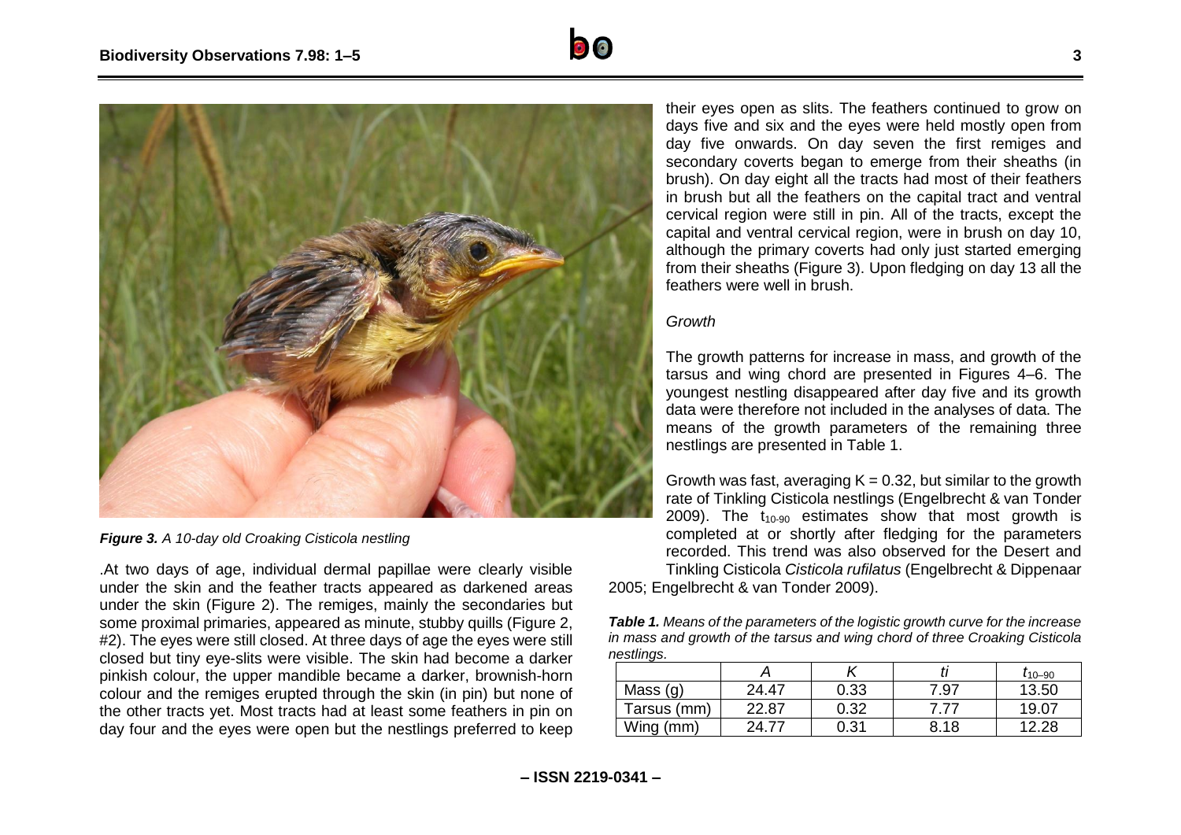*Figure 3. A 10-day old Croaking Cisticola nestling*

.At two days of age, individual dermal papillae were clearly visible under the skin and the feather tracts appeared as darkened areas under the skin (Figure 2). The remiges, mainly the secondaries but some proximal primaries, appeared as minute, stubby quills (Figure 2, #2). The eyes were still closed. At three days of age the eyes were still closed but tiny eye-slits were visible. The skin had become a darker pinkish colour, the upper mandible became a darker, brownish-horn colour and the remiges erupted through the skin (in pin) but none of the other tracts yet. Most tracts had at least some feathers in pin on day four and the eyes were open but the nestlings preferred to keep their eyes open as slits. The feathers continued to grow on days five and six and the eyes were held mostly open from day five onwards. On day seven the first remiges and secondary coverts began to emerge from their sheaths (in brush). On day eight all the tracts had most of their feathers in brush but all the feathers on the capital tract and ventral cervical region were still in pin. All of the tracts, except the capital and ventral cervical region, were in brush on day 10, although the primary coverts had only just started emerging from their sheaths (Figure 3). Upon fledging on day 13 all the feathers were well in brush.

*Growth*

The growth patterns for increase in mass, and growth of the tarsus and wing chord are presented in Figures 4–6. The youngest nestling disappeared after day five and its growth data were therefore not included in the analyses of data. The means of the growth parameters of the remaining three nestlings are presented in Table 1.

Growth was fast, averaging $K = 0.32$, but similar to the growth rate of Tinkling Cisticola nestlings (Engelbrecht & van Tonder 2009). The $t_{10\text{-}90}$ estimates show that most growth is completed at or shortly after fledging for the parameters recorded. This trend was also observed for the Desert and Tinkling Cisticola *Cisticola rufilatus* (Engelbrecht & Dippenaar 2005; Engelbrecht & van Tonder 2009).

***Table 1.*** *Means of the parameters of the logistic growth curve for the increase in mass and growth of the tarsus and wing chord of three Croaking Cisticola nestlings.*

| | *A* | *K* | *ti* | $t_{10\text{–}90}$ |
|---|---|---|---|---|
| Mass (g) | 24.47 | 0.33 | 7.97 | 13.50 |
| Tarsus (mm) | 22.87 | 0.32 | 7.77 | 19.07 |
| Wing (mm) | 24.77 | 0.31 | 8.18 | 12.28 |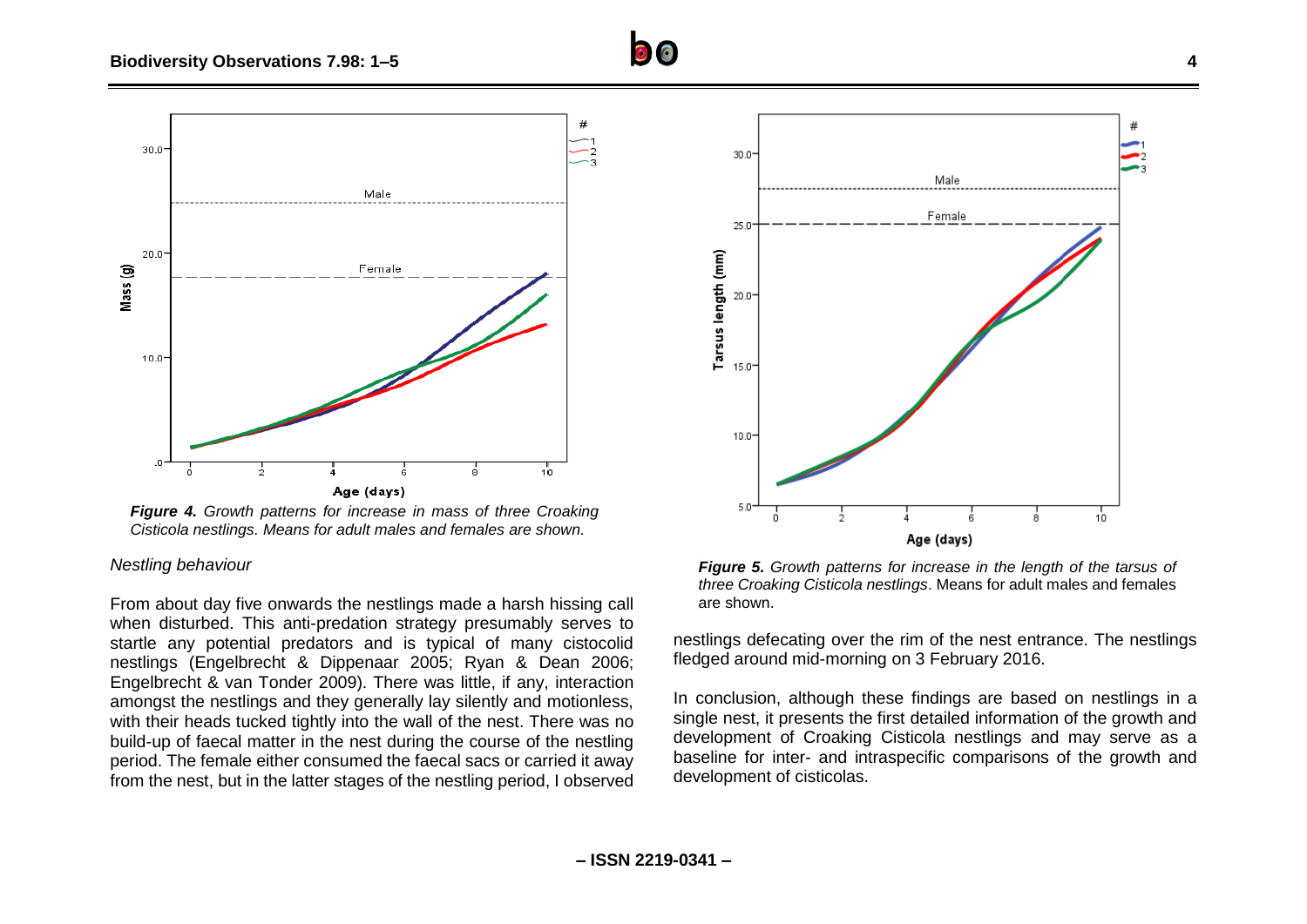*Figure 4. Growth patterns for increase in mass of three Croaking Cisticola nestlings. Means for adult males and females are shown.*

*Figure 5. Growth patterns for increase in the length of the tarsus of three Croaking Cisticola nestlings*. Means for adult males and females are shown.

*Nestling behaviour*

From about day five onwards the nestlings made a harsh hissing call when disturbed. This anti-predation strategy presumably serves to startle any potential predators and is typical of many cistocolid nestlings (Engelbrecht & Dippenaar 2005; Ryan & Dean 2006; Engelbrecht & van Tonder 2009). There was little, if any, interaction amongst the nestlings and they generally lay silently and motionless, with their heads tucked tightly into the wall of the nest. There was no build-up of faecal matter in the nest during the course of the nestling period. The female either consumed the faecal sacs or carried it away from the nest, but in the latter stages of the nestling period, I observed nestlings defecating over the rim of the nest entrance. The nestlings fledged around mid-morning on 3 February 2016.

In conclusion, although these findings are based on nestlings in a single nest, it presents the first detailed information of the growth and development of Croaking Cisticola nestlings and may serve as a baseline for inter- and intraspecific comparisons of the growth and development of cisticolas.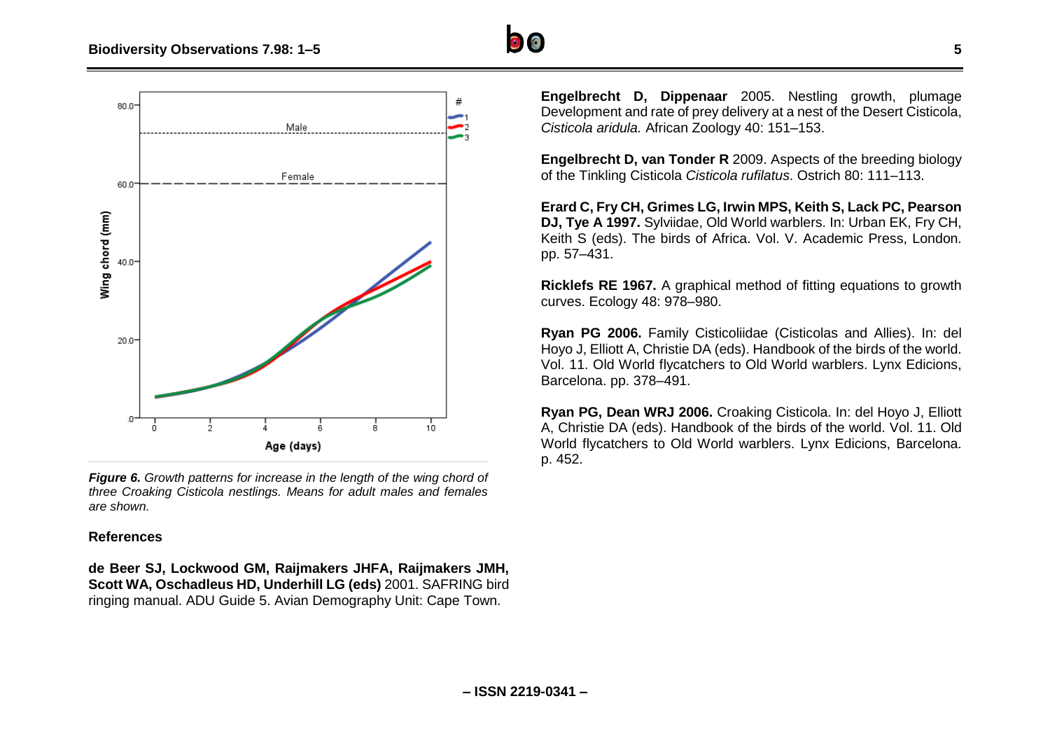80.0

Male

Female

60.0

Wing chord (mm)

40.0

20.0

.0

0 2 4 6 8 10

Age (days)

#

1

2

3

***Figure 6.*** *Growth patterns for increase in the length of the wing chord of three Croaking Cisticola nestlings. Means for adult males and females are shown.*

## References

**de Beer SJ, Lockwood GM, Raijmakers JHFA, Raijmakers JMH, Scott WA, Oschadleus HD, Underhill LG (eds)** 2001. SAFRING bird ringing manual. ADU Guide 5. Avian Demography Unit: Cape Town.

**Engelbrecht D, Dippenaar** 2005. Nestling growth, plumage Development and rate of prey delivery at a nest of the Desert Cisticola, *Cisticola aridula.* African Zoology 40: 151–153.

**Engelbrecht D, van Tonder R** 2009. Aspects of the breeding biology of the Tinkling Cisticola *Cisticola rufilatus*. Ostrich 80: 111–113.

**Erard C, Fry CH, Grimes LG, Irwin MPS, Keith S, Lack PC, Pearson DJ, Tye A 1997.** Sylviidae, Old World warblers. In: Urban EK, Fry CH, Keith S (eds). The birds of Africa. Vol. V. Academic Press, London. pp. 57–431.

**Ricklefs RE 1967.** A graphical method of fitting equations to growth curves. Ecology 48: 978–980.

**Ryan PG 2006.** Family Cisticoliidae (Cisticolas and Allies). In: del Hoyo J, Elliott A, Christie DA (eds). Handbook of the birds of the world. Vol. 11. Old World flycatchers to Old World warblers. Lynx Edicions, Barcelona. pp. 378–491.

**Ryan PG, Dean WRJ 2006.** Croaking Cisticola. In: del Hoyo J, Elliott A, Christie DA (eds). Handbook of the birds of the world. Vol. 11. Old World flycatchers to Old World warblers. Lynx Edicions, Barcelona. p. 452.